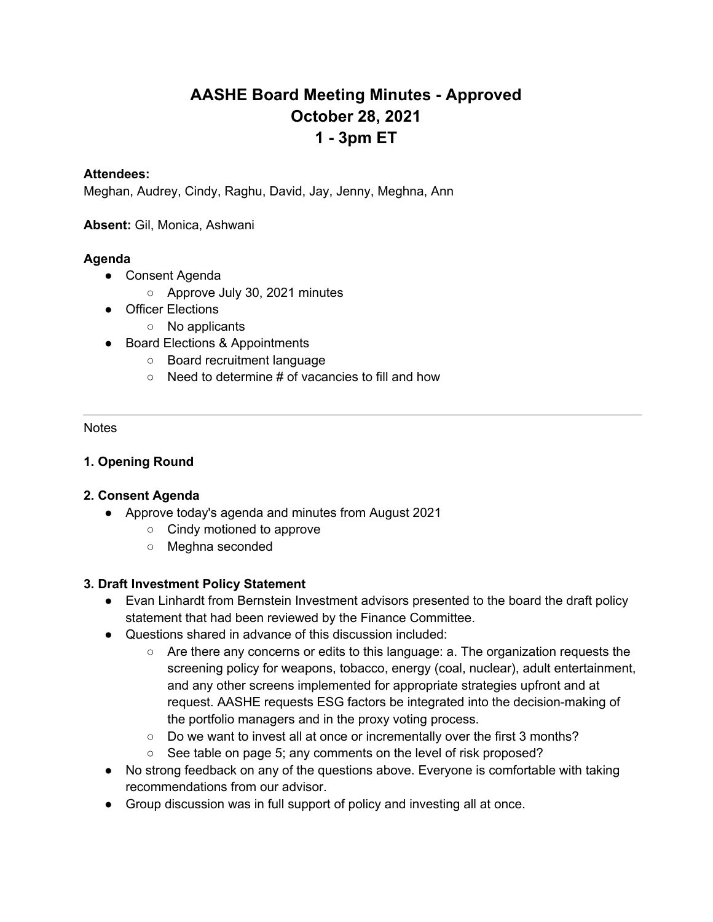# AASHE Board Meeting Minutes - Approved
# October 28, 2021
# 1 - 3pm ET

**Attendees:**
Meghan, Audrey, Cindy, Raghu, David, Jay, Jenny, Meghna, Ann

**Absent:** Gil, Monica, Ashwani

**Agenda**

- Consent Agenda
  - Approve July 30, 2021 minutes
- Officer Elections
  - No applicants
- Board Elections & Appointments
  - Board recruitment language
  - Need to determine # of vacancies to fill and how

---

Notes

**1. Opening Round**

**2. Consent Agenda**

- Approve today's agenda and minutes from August 2021
  - Cindy motioned to approve
  - Meghna seconded

**3. Draft Investment Policy Statement**

- Evan Linhardt from Bernstein Investment advisors presented to the board the draft policy statement that had been reviewed by the Finance Committee.
- Questions shared in advance of this discussion included:
  - Are there any concerns or edits to this language: a. The organization requests the screening policy for weapons, tobacco, energy (coal, nuclear), adult entertainment, and any other screens implemented for appropriate strategies upfront and at request. AASHE requests ESG factors be integrated into the decision-making of the portfolio managers and in the proxy voting process.
  - Do we want to invest all at once or incrementally over the first 3 months?
  - See table on page 5; any comments on the level of risk proposed?
- No strong feedback on any of the questions above. Everyone is comfortable with taking recommendations from our advisor.
- Group discussion was in full support of policy and investing all at once.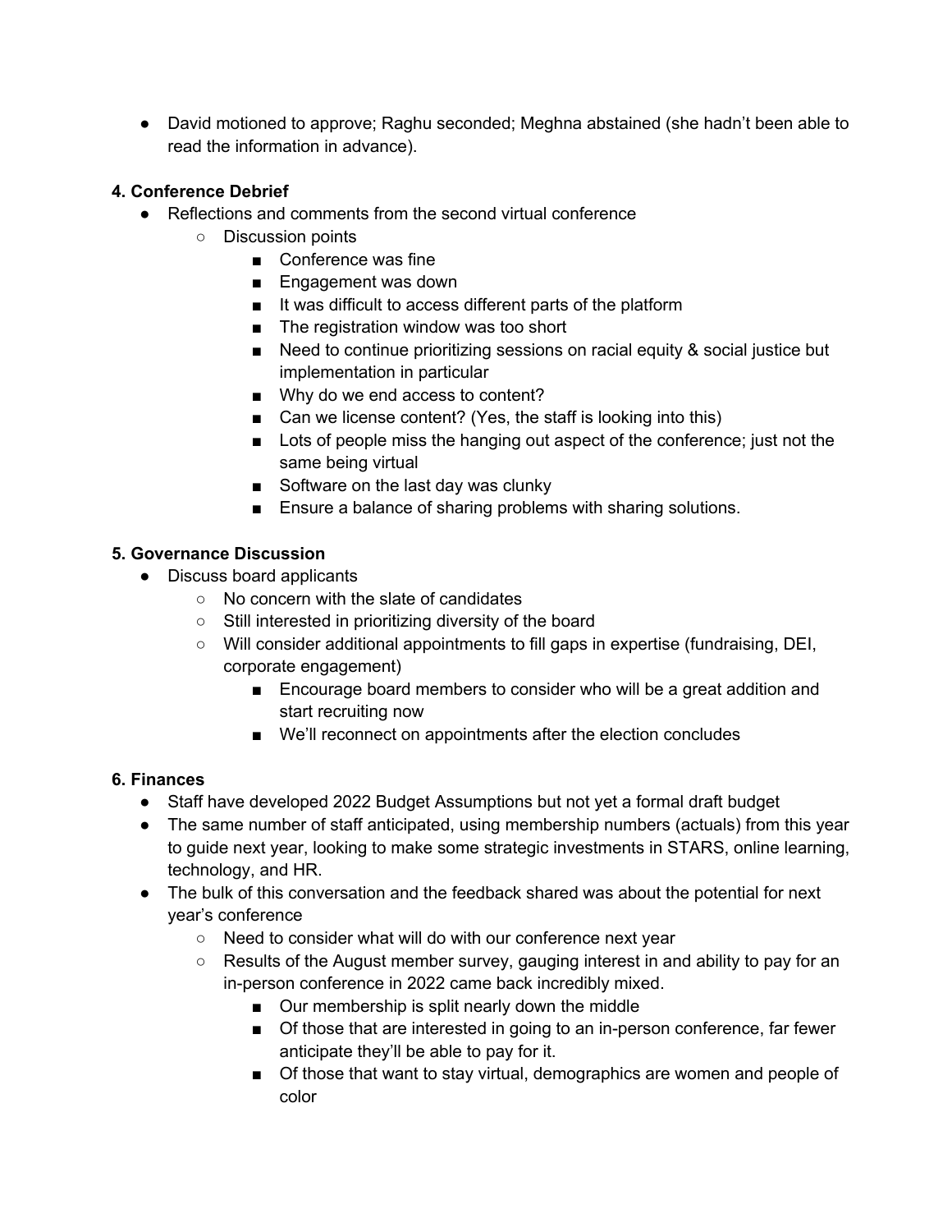- David motioned to approve; Raghu seconded; Meghna abstained (she hadn't been able to read the information in advance).

**4. Conference Debrief**

- Reflections and comments from the second virtual conference
  - Discussion points
    - Conference was fine
    - Engagement was down
    - It was difficult to access different parts of the platform
    - The registration window was too short
    - Need to continue prioritizing sessions on racial equity & social justice but implementation in particular
    - Why do we end access to content?
    - Can we license content? (Yes, the staff is looking into this)
    - Lots of people miss the hanging out aspect of the conference; just not the same being virtual
    - Software on the last day was clunky
    - Ensure a balance of sharing problems with sharing solutions.

**5. Governance Discussion**

- Discuss board applicants
  - No concern with the slate of candidates
  - Still interested in prioritizing diversity of the board
  - Will consider additional appointments to fill gaps in expertise (fundraising, DEI, corporate engagement)
    - Encourage board members to consider who will be a great addition and start recruiting now
    - We'll reconnect on appointments after the election concludes

**6. Finances**

- Staff have developed 2022 Budget Assumptions but not yet a formal draft budget
- The same number of staff anticipated, using membership numbers (actuals) from this year to guide next year, looking to make some strategic investments in STARS, online learning, technology, and HR.
- The bulk of this conversation and the feedback shared was about the potential for next year's conference
  - Need to consider what will do with our conference next year
  - Results of the August member survey, gauging interest in and ability to pay for an in-person conference in 2022 came back incredibly mixed.
    - Our membership is split nearly down the middle
    - Of those that are interested in going to an in-person conference, far fewer anticipate they'll be able to pay for it.
    - Of those that want to stay virtual, demographics are women and people of color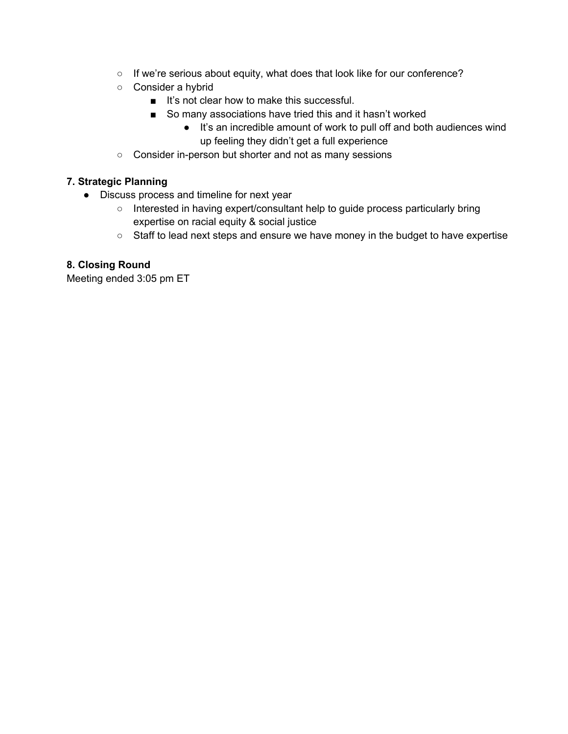- If we're serious about equity, what does that look like for our conference?
    - Consider a hybrid
        - It's not clear how to make this successful.
        - So many associations have tried this and it hasn't worked
            - It's an incredible amount of work to pull off and both audiences wind up feeling they didn't get a full experience
    - Consider in-person but shorter and not as many sessions

**7. Strategic Planning**

- Discuss process and timeline for next year
    - Interested in having expert/consultant help to guide process particularly bring expertise on racial equity & social justice
    - Staff to lead next steps and ensure we have money in the budget to have expertise

**8. Closing Round**

Meeting ended 3:05 pm ET